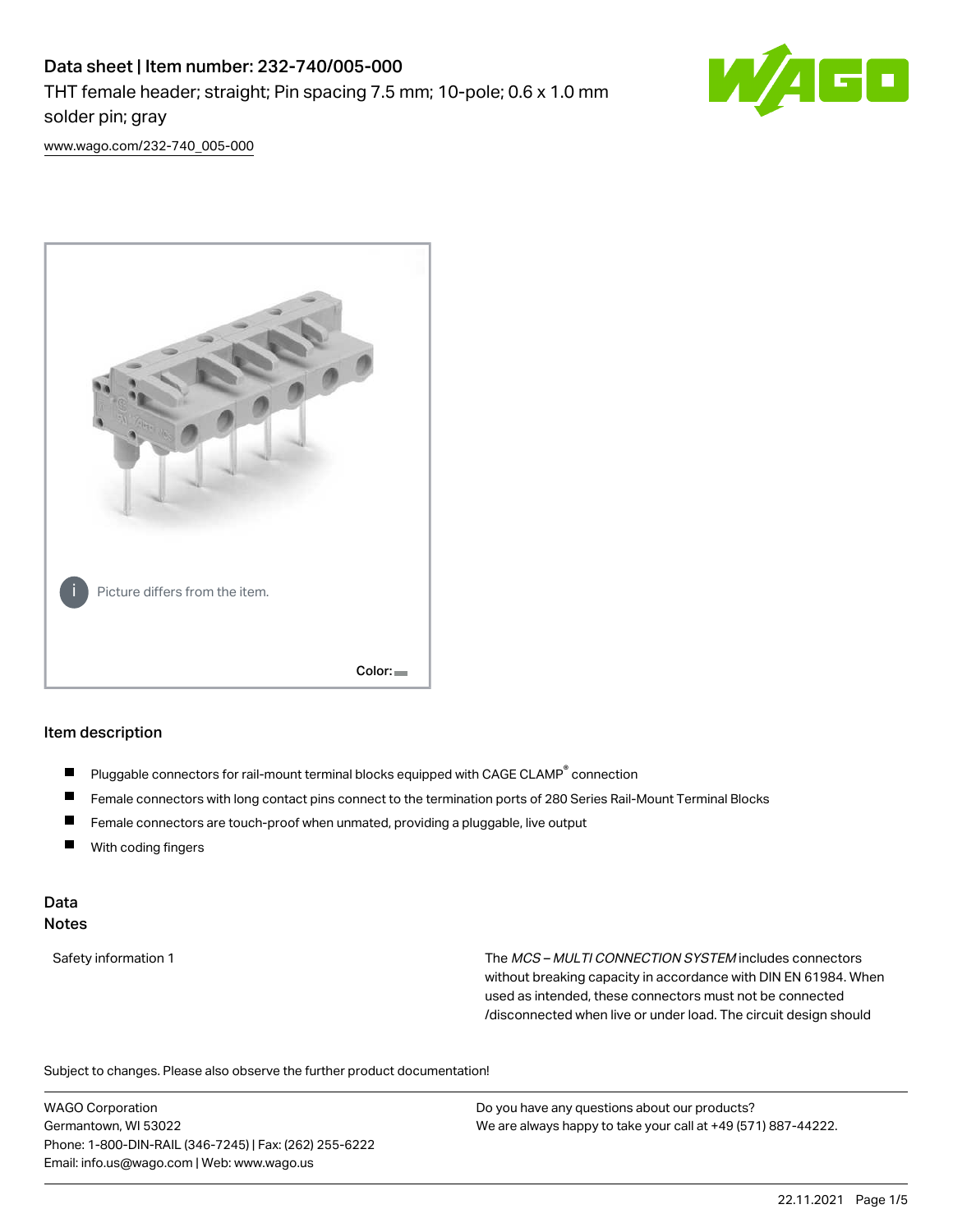# Data sheet | Item number: 232-740/005-000

THT female header; straight; Pin spacing 7.5 mm; 10-pole; 0.6 x 1.0 mm solder pin; gray

www.wago.com/232-740_005-000

Picture differs from the item.

Color:

## Item description

- Pluggable connectors for rail-mount terminal blocks equipped with CAGE CLAMP® connection
- Female connectors with long contact pins connect to the termination ports of 280 Series Rail-Mount Terminal Blocks
- Female connectors are touch-proof when unmated, providing a pluggable, live output
- With coding fingers

## Data

### Notes

| | |
|---|---|
| Safety information 1 | The *MCS – MULTI CONNECTION SYSTEM* includes connectors without breaking capacity in accordance with DIN EN 61984. When used as intended, these connectors must not be connected /disconnected when live or under load. The circuit design should |

Subject to changes. Please also observe the further product documentation!

WAGO Corporation
Germantown, WI 53022
Phone: 1-800-DIN-RAIL (346-7245) | Fax: (262) 255-6222
Email: info.us@wago.com | Web: www.wago.us

Do you have any questions about our products?
We are always happy to take your call at +49 (571) 887-44222.

22.11.2021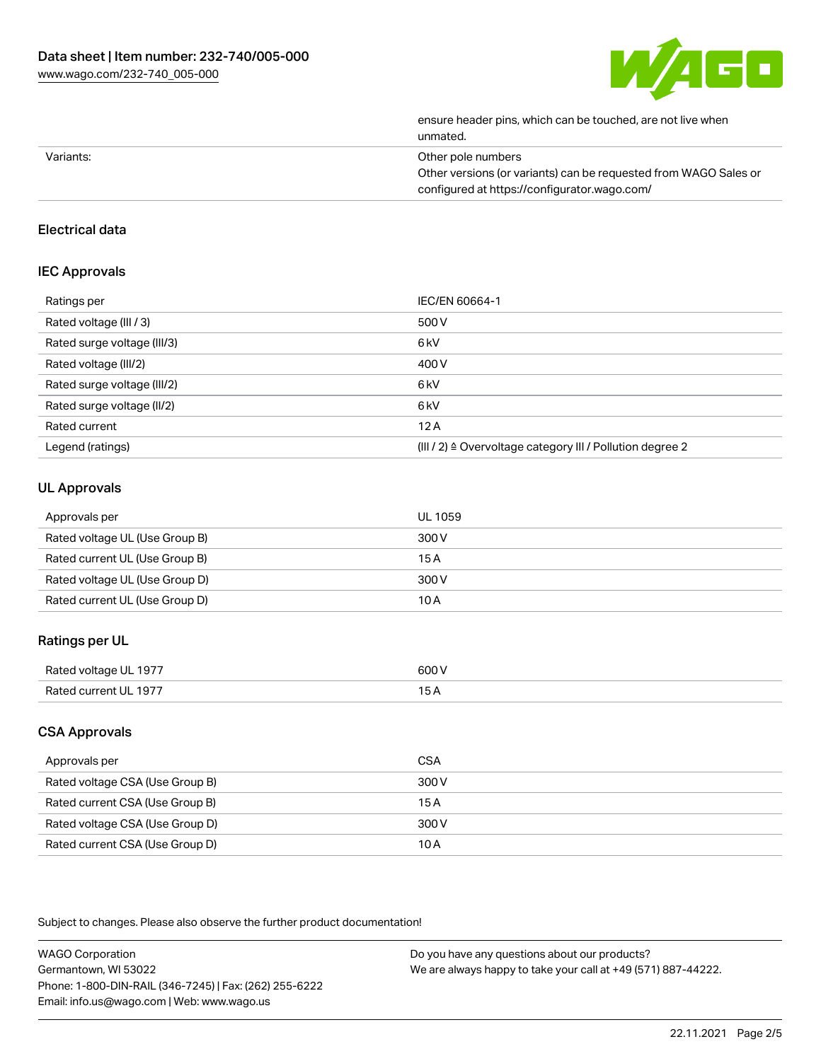| | |
|---|---|
| | ensure header pins, which can be touched, are not live when unmated. |
| Variants: | Other pole numbers<br>Other versions (or variants) can be requested from WAGO Sales or configured at https://configurator.wago.com/ |

## Electrical data

### IEC Approvals

| | |
|---|---|
| Ratings per | IEC/EN 60664-1 |
| Rated voltage (III / 3) | 500 V |
| Rated surge voltage (III/3) | 6 kV |
| Rated voltage (III/2) | 400 V |
| Rated surge voltage (III/2) | 6 kV |
| Rated surge voltage (II/2) | 6 kV |
| Rated current | 12 A |
| Legend (ratings) | (III / 2) ≙ Overvoltage category III / Pollution degree 2 |

### UL Approvals

| | |
|---|---|
| Approvals per | UL 1059 |
| Rated voltage UL (Use Group B) | 300 V |
| Rated current UL (Use Group B) | 15 A |
| Rated voltage UL (Use Group D) | 300 V |
| Rated current UL (Use Group D) | 10 A |

### Ratings per UL

| | |
|---|---|
| Rated voltage UL 1977 | 600 V |
| Rated current UL 1977 | 15 A |

### CSA Approvals

| | |
|---|---|
| Approvals per | CSA |
| Rated voltage CSA (Use Group B) | 300 V |
| Rated current CSA (Use Group B) | 15 A |
| Rated voltage CSA (Use Group D) | 300 V |
| Rated current CSA (Use Group D) | 10 A |

Subject to changes. Please also observe the further product documentation!

WAGO Corporation
Germantown, WI 53022
Phone: 1-800-DIN-RAIL (346-7245) | Fax: (262) 255-6222
Email: info.us@wago.com | Web: www.wago.us

Do you have any questions about our products?
We are always happy to take your call at +49 (571) 887-44222.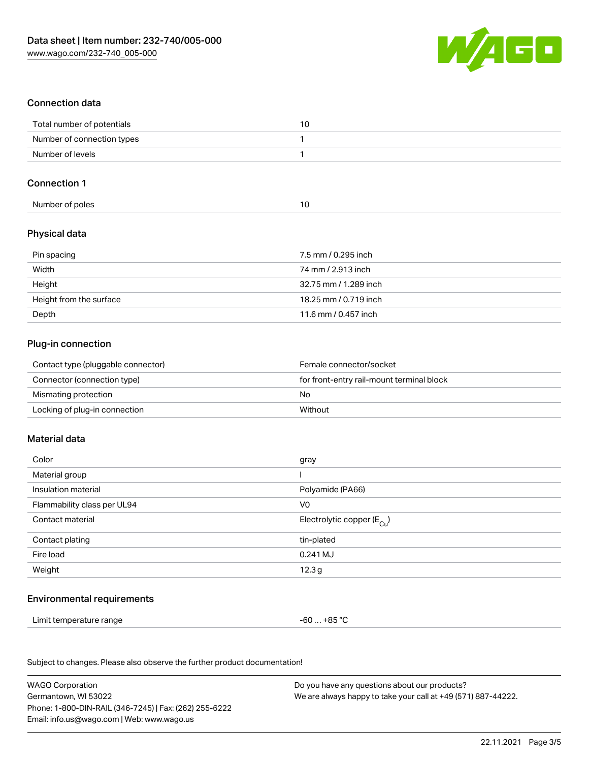## Connection data

| | |
|---|---|
| Total number of potentials | 10 |
| Number of connection types | 1 |
| Number of levels | 1 |

## Connection 1

| | |
|---|---|
| Number of poles | 10 |

## Physical data

| | |
|---|---|
| Pin spacing | 7.5 mm / 0.295 inch |
| Width | 74 mm / 2.913 inch |
| Height | 32.75 mm / 1.289 inch |
| Height from the surface | 18.25 mm / 0.719 inch |
| Depth | 11.6 mm / 0.457 inch |

## Plug-in connection

| | |
|---|---|
| Contact type (pluggable connector) | Female connector/socket |
| Connector (connection type) | for front-entry rail-mount terminal block |
| Mismating protection | No |
| Locking of plug-in connection | Without |

## Material data

| | |
|---|---|
| Color | gray |
| Material group | I |
| Insulation material | Polyamide (PA66) |
| Flammability class per UL94 | V0 |
| Contact material | Electrolytic copper ($E_{Cu}$) |
| Contact plating | tin-plated |
| Fire load | 0.241 MJ |
| Weight | 12.3 g |

## Environmental requirements

| | |
|---|---|
| Limit temperature range | -60 … +85 °C |

Subject to changes. Please also observe the further product documentation!

WAGO Corporation
Germantown, WI 53022
Phone: 1-800-DIN-RAIL (346-7245) | Fax: (262) 255-6222
Email: info.us@wago.com | Web: www.wago.us

Do you have any questions about our products?
We are always happy to take your call at +49 (571) 887-44222.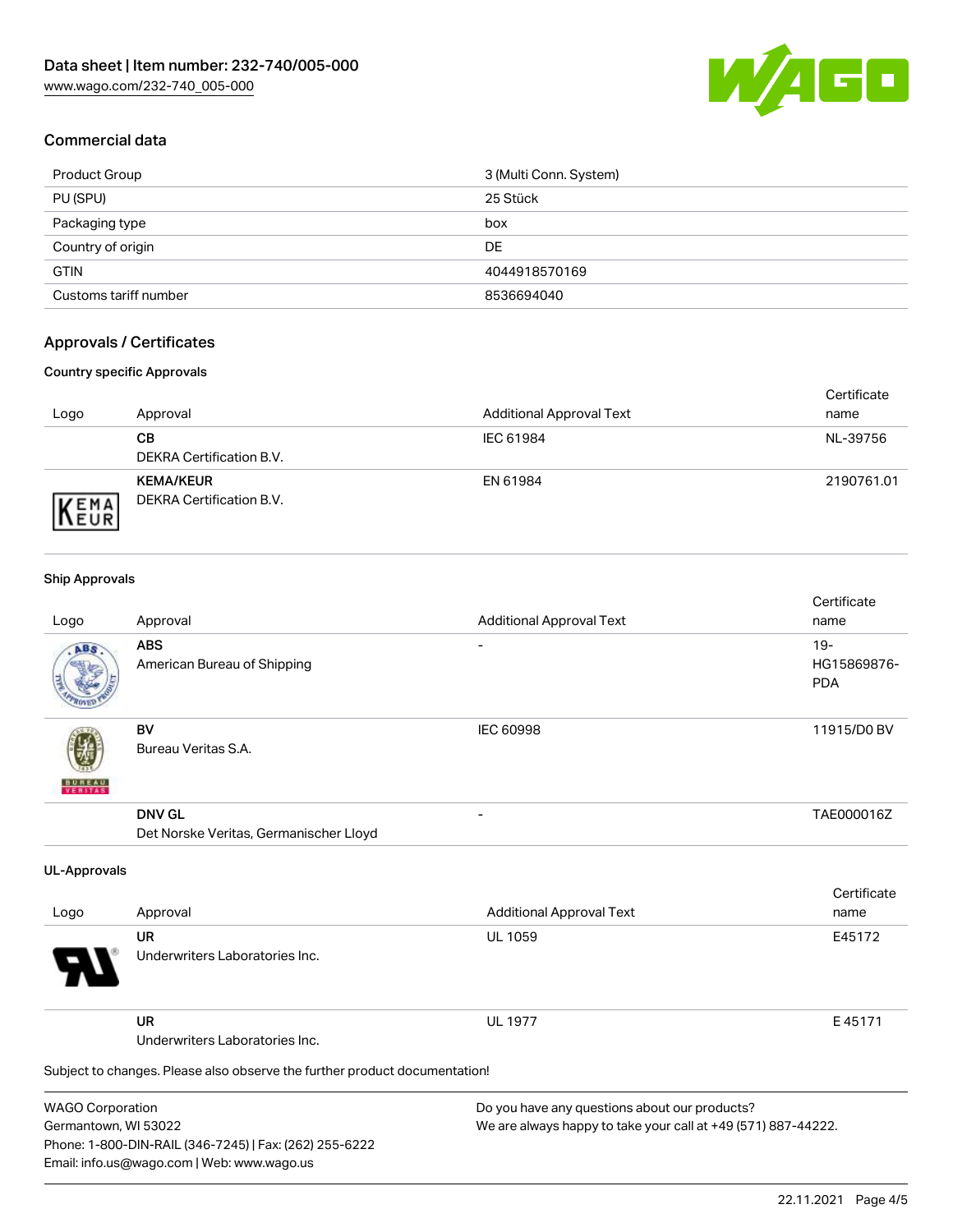## Commercial data

| | |
|---|---|
| Product Group | 3 (Multi Conn. System) |
| PU (SPU) | 25 Stück |
| Packaging type | box |
| Country of origin | DE |
| GTIN | 4044918570169 |
| Customs tariff number | 8536694040 |

## Approvals / Certificates

### Country specific Approvals

| Logo | Approval | Additional Approval Text | Certificate name |
|---|---|---|---|
| | **CB** DEKRA Certification B.V. | IEC 61984 | NL-39756 |
| | **KEMA/KEUR** DEKRA Certification B.V. | EN 61984 | 2190761.01 |

### Ship Approvals

| Logo | Approval | Additional Approval Text | Certificate name |
|---|---|---|---|
| | **ABS** American Bureau of Shipping | - | 19-HG15869876-PDA |
| | **BV** Bureau Veritas S.A. | IEC 60998 | 11915/D0 BV |
| | **DNV GL** Det Norske Veritas, Germanischer Lloyd | - | TAE000016Z |

### UL-Approvals

| Logo | Approval | Additional Approval Text | Certificate name |
|---|---|---|---|
| | **UR** Underwriters Laboratories Inc. | UL 1059 | E45172 |
| | **UR** Underwriters Laboratories Inc. | UL 1977 | E 45171 |

Subject to changes. Please also observe the further product documentation!

WAGO Corporation
Germantown, WI 53022
Phone: 1-800-DIN-RAIL (346-7245) | Fax: (262) 255-6222
Email: info.us@wago.com | Web: www.wago.us

Do you have any questions about our products?
We are always happy to take your call at +49 (571) 887-44222.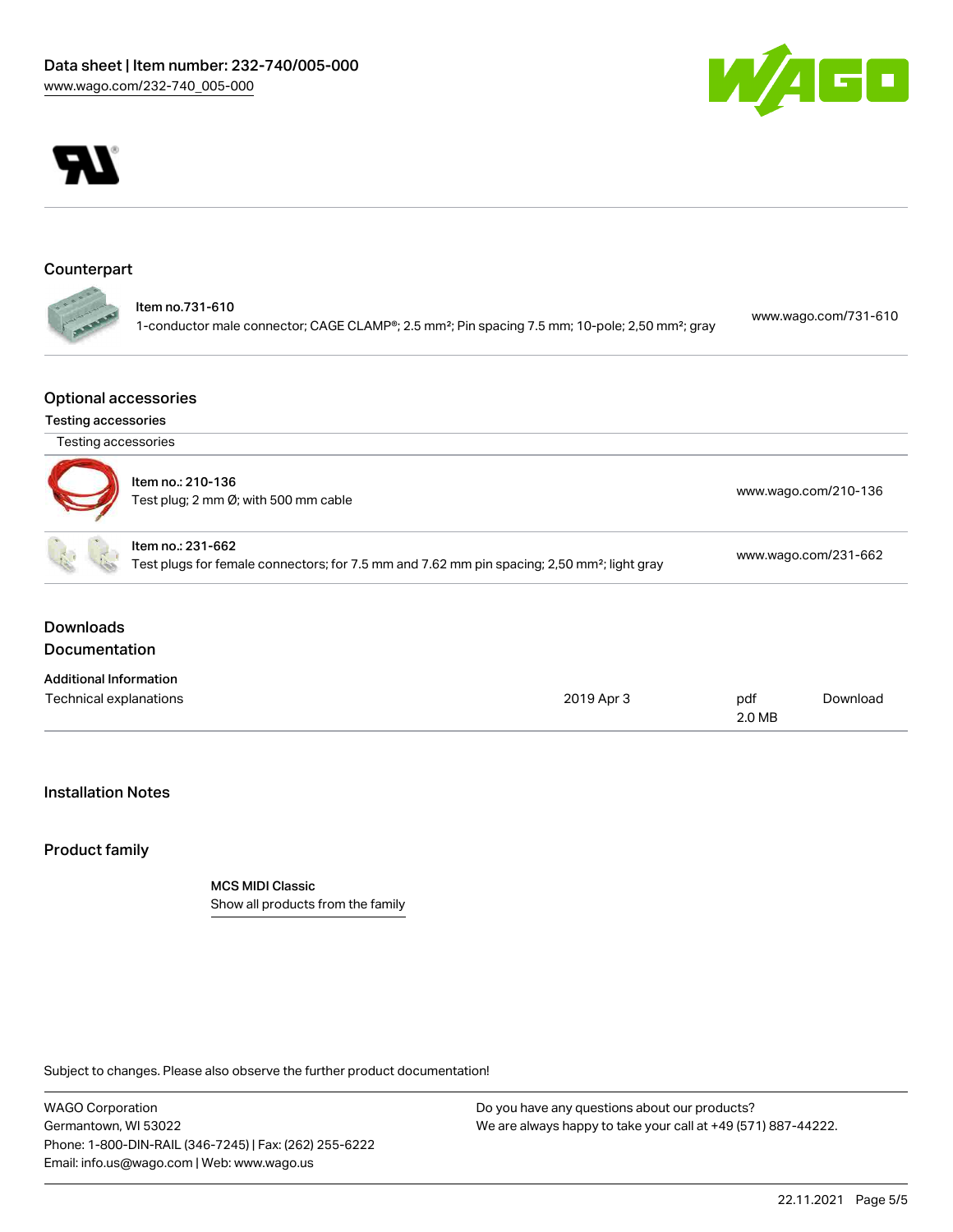## Counterpart

Item no.731-610
1-conductor male connector; CAGE CLAMP®; 2.5 mm²; Pin spacing 7.5 mm; 10-pole; 2,50 mm²; gray

www.wago.com/731-610

## Optional accessories

### Testing accessories

Testing accessories

| | |
|---|---|
| Item no.: 210-136<br>Test plug; 2 mm Ø; with 500 mm cable | www.wago.com/210-136 |
| Item no.: 231-662<br>Test plugs for female connectors; for 7.5 mm and 7.62 mm pin spacing; 2,50 mm²; light gray | www.wago.com/231-662 |

## Downloads
## Documentation

### Additional Information

| | | | |
|---|---|---|---|
| Technical explanations | 2019 Apr 3 | pdf<br>2.0 MB | Download |

## Installation Notes

## Product family

MCS MIDI Classic
Show all products from the family

Subject to changes. Please also observe the further product documentation!

WAGO Corporation
Germantown, WI 53022
Phone: 1-800-DIN-RAIL (346-7245) | Fax: (262) 255-6222
Email: info.us@wago.com | Web: www.wago.us

Do you have any questions about our products?
We are always happy to take your call at +49 (571) 887-44222.

22.11.2021